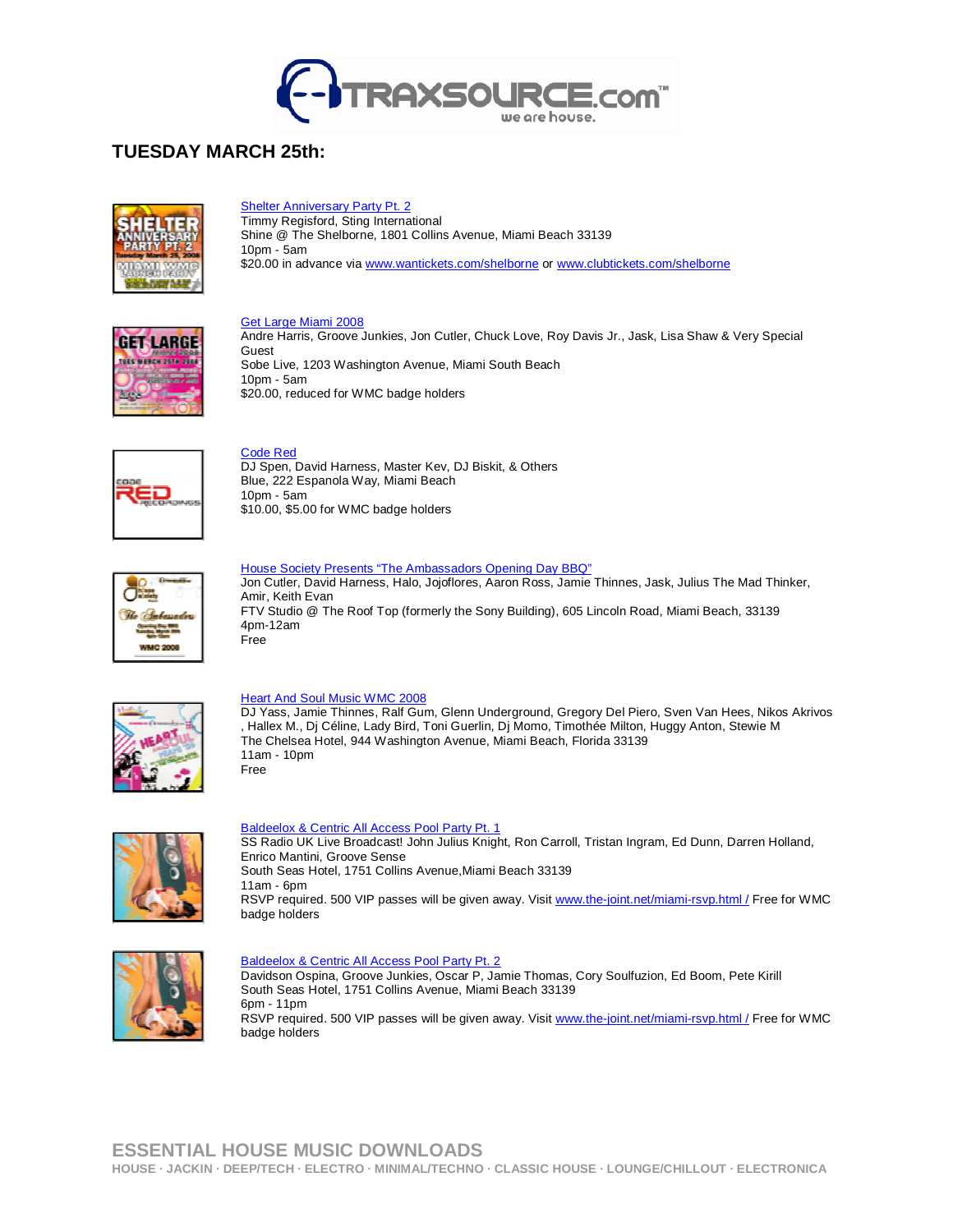# TUESDAY MARCH 25th:

Shelter Anniversary Party Pt. 2
Timmy Regisford, Sting International
Shine @ The Shelborne, 1801 Collins Avenue, Miami Beach 33139
10pm - 5am
$20.00 in advance via www.wantickets.com/shelborne or www.clubtickets.com/shelborne

Get Large Miami 2008
Andre Harris, Groove Junkies, Jon Cutler, Chuck Love, Roy Davis Jr., Jask, Lisa Shaw & Very Special Guest
Sobe Live, 1203 Washington Avenue, Miami South Beach
10pm - 5am
$20.00, reduced for WMC badge holders

Code Red
DJ Spen, David Harness, Master Kev, DJ Biskit, & Others
Blue, 222 Espanola Way, Miami Beach
10pm - 5am
$10.00, $5.00 for WMC badge holders

House Society Presents "The Ambassadors Opening Day BBQ"
Jon Cutler, David Harness, Halo, Jojoflores, Aaron Ross, Jamie Thinnes, Jask, Julius The Mad Thinker, Amir, Keith Evan
FTV Studio @ The Roof Top (formerly the Sony Building), 605 Lincoln Road, Miami Beach, 33139
4pm-12am
Free

Heart And Soul Music WMC 2008
DJ Yass, Jamie Thinnes, Ralf Gum, Glenn Underground, Gregory Del Piero, Sven Van Hees, Nikos Akrivos , Hallex M., Dj Céline, Lady Bird, Toni Guerlin, Dj Momo, Timothée Milton, Huggy Anton, Stewie M
The Chelsea Hotel, 944 Washington Avenue, Miami Beach, Florida 33139
11am - 10pm
Free

Baldeelox & Centric All Access Pool Party Pt. 1
SS Radio UK Live Broadcast! John Julius Knight, Ron Carroll, Tristan Ingram, Ed Dunn, Darren Holland, Enrico Mantini, Groove Sense
South Seas Hotel, 1751 Collins Avenue,Miami Beach 33139
11am - 6pm
RSVP required. 500 VIP passes will be given away. Visit www.the-joint.net/miami-rsvp.html / Free for WMC badge holders

Baldeelox & Centric All Access Pool Party Pt. 2
Davidson Ospina, Groove Junkies, Oscar P, Jamie Thomas, Cory Soulfuzion, Ed Boom, Pete Kirill
South Seas Hotel, 1751 Collins Avenue, Miami Beach 33139
6pm - 11pm
RSVP required. 500 VIP passes will be given away. Visit www.the-joint.net/miami-rsvp.html / Free for WMC badge holders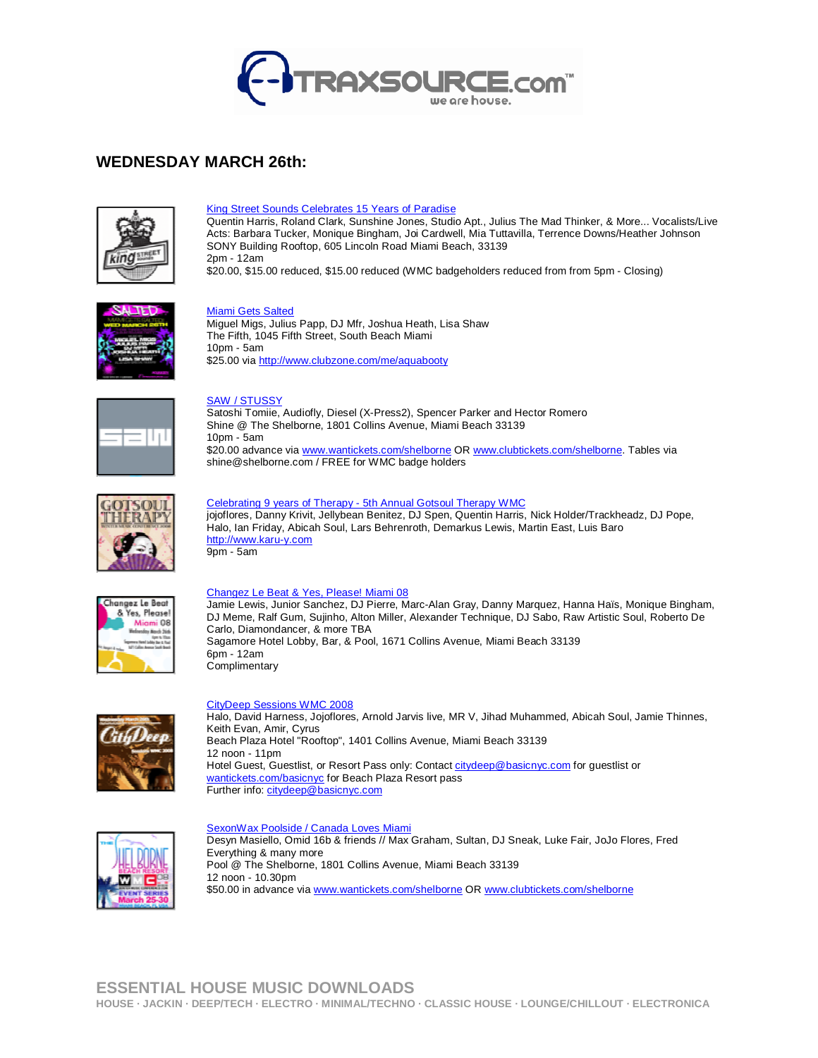## WEDNESDAY MARCH 26th:

[King Street Sounds Celebrates 15 Years of Paradise](#)
Quentin Harris, Roland Clark, Sunshine Jones, Studio Apt., Julius The Mad Thinker, & More... Vocalists/Live Acts: Barbara Tucker, Monique Bingham, Joi Cardwell, Mia Tuttavilla, Terrence Downs/Heather Johnson
SONY Building Rooftop, 605 Lincoln Road Miami Beach, 33139
2pm - 12am
$20.00, $15.00 reduced, $15.00 reduced (WMC badgeholders reduced from from 5pm - Closing)

[Miami Gets Salted](#)
Miguel Migs, Julius Papp, DJ Mfr, Joshua Heath, Lisa Shaw
The Fifth, 1045 Fifth Street, South Beach Miami
10pm - 5am
$25.00 via http://www.clubzone.com/me/aquabooty

[SAW / STUSSY](#)
Satoshi Tomiie, Audiofly, Diesel (X-Press2), Spencer Parker and Hector Romero
Shine @ The Shelborne, 1801 Collins Avenue, Miami Beach 33139
10pm - 5am
$20.00 advance via www.wantickets.com/shelborne OR www.clubtickets.com/shelborne. Tables via shine@shelborne.com / FREE for WMC badge holders

[Celebrating 9 years of Therapy - 5th Annual Gotsoul Therapy WMC](#)
jojoflores, Danny Krivit, Jellybean Benitez, DJ Spen, Quentin Harris, Nick Holder/Trackheadz, DJ Pope, Halo, Ian Friday, Abicah Soul, Lars Behrenroth, Demarkus Lewis, Martin East, Luis Baro
http://www.karu-y.com
9pm - 5am

[Changez Le Beat & Yes, Please! Miami 08](#)
Jamie Lewis, Junior Sanchez, DJ Pierre, Marc-Alan Gray, Danny Marquez, Hanna Haïs, Monique Bingham, DJ Meme, Ralf Gum, Sujinho, Alton Miller, Alexander Technique, DJ Sabo, Raw Artistic Soul, Roberto De Carlo, Diamondancer, & more TBA
Sagamore Hotel Lobby, Bar, & Pool, 1671 Collins Avenue, Miami Beach 33139
6pm - 12am
Complimentary

[CityDeep Sessions WMC 2008](#)
Halo, David Harness, Jojoflores, Arnold Jarvis live, MR V, Jihad Muhammed, Abicah Soul, Jamie Thinnes, Keith Evan, Amir, Cyrus
Beach Plaza Hotel "Rooftop", 1401 Collins Avenue, Miami Beach 33139
12 noon - 11pm
Hotel Guest, Guestlist, or Resort Pass only: Contact citydeep@basicnyc.com for guestlist or wantickets.com/basicnyc for Beach Plaza Resort pass
Further info: citydeep@basicnyc.com

[SexonWax Poolside / Canada Loves Miami](#)
Desyn Masiello, Omid 16b & friends // Max Graham, Sultan, DJ Sneak, Luke Fair, JoJo Flores, Fred Everything & many more
Pool @ The Shelborne, 1801 Collins Avenue, Miami Beach 33139
12 noon - 10.30pm
$50.00 in advance via www.wantickets.com/shelborne OR www.clubtickets.com/shelborne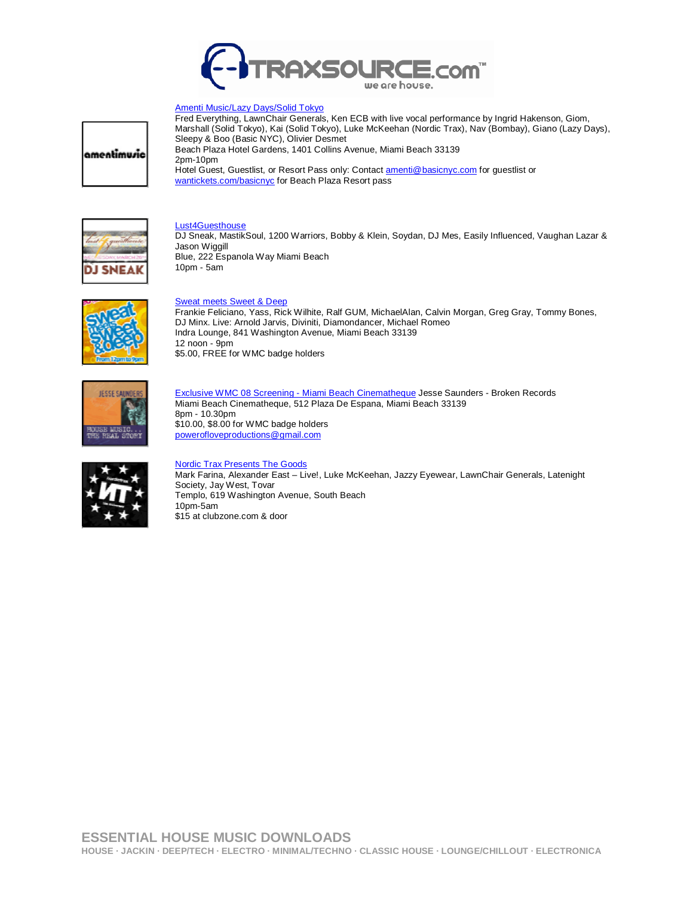Amenti Music/Lazy Days/Solid Tokyo
Fred Everything, LawnChair Generals, Ken ECB with live vocal performance by Ingrid Hakenson, Giom, Marshall (Solid Tokyo), Kai (Solid Tokyo), Luke McKeehan (Nordic Trax), Nav (Bombay), Giano (Lazy Days), Sleepy & Boo (Basic NYC), Olivier Desmet
Beach Plaza Hotel Gardens, 1401 Collins Avenue, Miami Beach 33139
2pm-10pm
Hotel Guest, Guestlist, or Resort Pass only: Contact amenti@basicnyc.com for guestlist or wantickets.com/basicnyc for Beach Plaza Resort pass

Lust4Guesthouse
DJ Sneak, MastikSoul, 1200 Warriors, Bobby & Klein, Soydan, DJ Mes, Easily Influenced, Vaughan Lazar & Jason Wiggill
Blue, 222 Espanola Way Miami Beach
10pm - 5am

Sweat meets Sweet & Deep
Frankie Feliciano, Yass, Rick Wilhite, Ralf GUM, MichaelAlan, Calvin Morgan, Greg Gray, Tommy Bones, DJ Minx. Live: Arnold Jarvis, Diviniti, Diamondancer, Michael Romeo
Indra Lounge, 841 Washington Avenue, Miami Beach 33139
12 noon - 9pm
$5.00, FREE for WMC badge holders

Exclusive WMC 08 Screening - Miami Beach Cinematheque Jesse Saunders - Broken Records
Miami Beach Cinematheque, 512 Plaza De Espana, Miami Beach 33139
8pm - 10.30pm
$10.00, $8.00 for WMC badge holders
poweroflove productions@gmail.com

Nordic Trax Presents The Goods
Mark Farina, Alexander East – Live!, Luke McKeehan, Jazzy Eyewear, LawnChair Generals, Latenight Society, Jay West, Tovar
Templo, 619 Washington Avenue, South Beach
10pm-5am
$15 at clubzone.com & door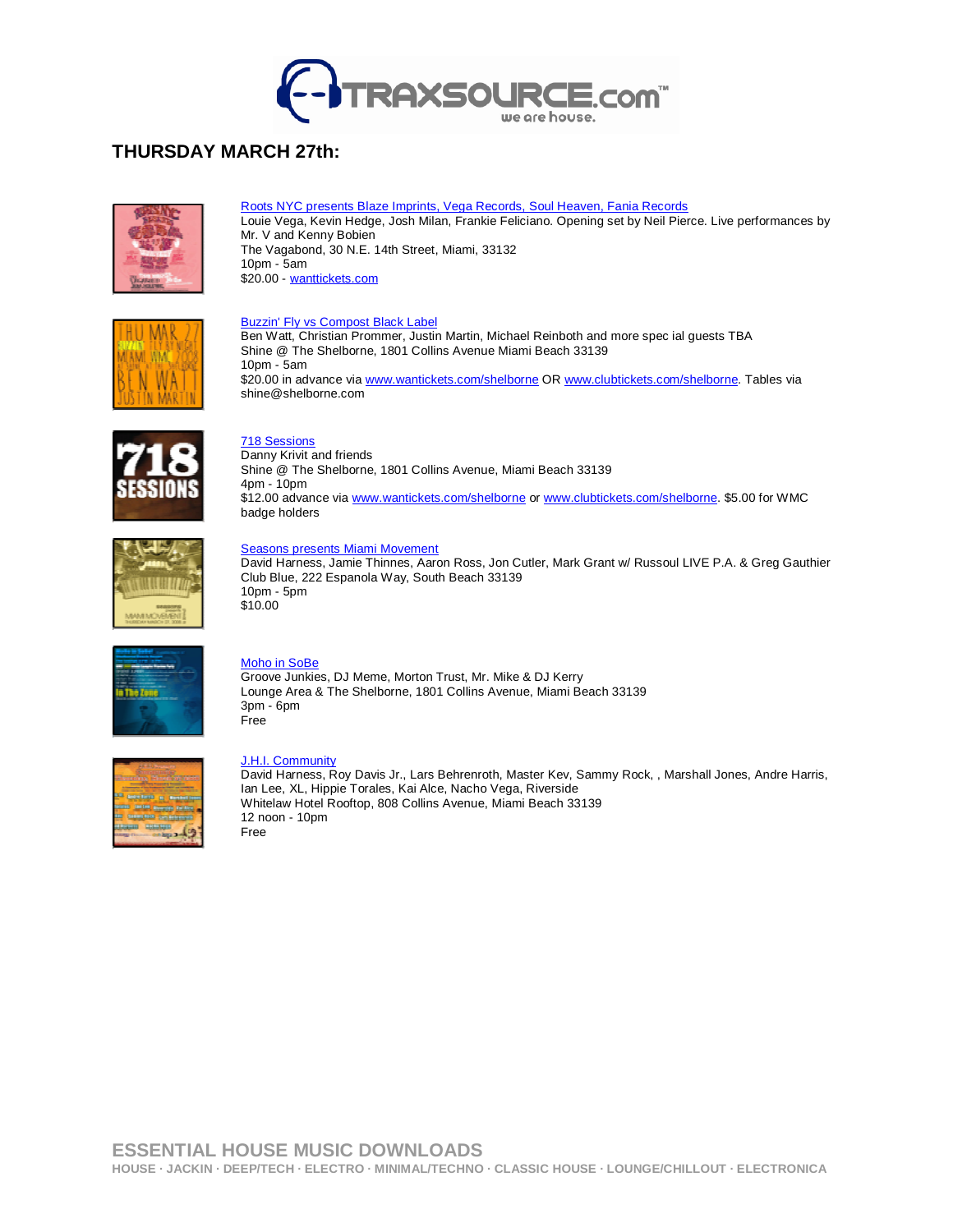## THURSDAY MARCH 27th:

[Roots NYC presents Blaze Imprints, Vega Records, Soul Heaven, Fania Records](#)
Louie Vega, Kevin Hedge, Josh Milan, Frankie Feliciano. Opening set by Neil Pierce. Live performances by Mr. V and Kenny Bobien
The Vagabond, 30 N.E. 14th Street, Miami, 33132
10pm - 5am
$20.00 - wanttickets.com

[Buzzin' Fly vs Compost Black Label](#)
Ben Watt, Christian Prommer, Justin Martin, Michael Reinboth and more spec ial guests TBA
Shine @ The Shelborne, 1801 Collins Avenue Miami Beach 33139
10pm - 5am
$20.00 in advance via www.wantickets.com/shelborne OR www.clubtickets.com/shelborne. Tables via shine@shelborne.com

[718 Sessions](#)
Danny Krivit and friends
Shine @ The Shelborne, 1801 Collins Avenue, Miami Beach 33139
4pm - 10pm
$12.00 advance via www.wantickets.com/shelborne or www.clubtickets.com/shelborne. $5.00 for WMC badge holders

[Seasons presents Miami Movement](#)
David Harness, Jamie Thinnes, Aaron Ross, Jon Cutler, Mark Grant w/ Russoul LIVE P.A. & Greg Gauthier
Club Blue, 222 Espanola Way, South Beach 33139
10pm - 5pm
$10.00

[Moho in SoBe](#)
Groove Junkies, DJ Meme, Morton Trust, Mr. Mike & DJ Kerry
Lounge Area & The Shelborne, 1801 Collins Avenue, Miami Beach 33139
3pm - 6pm
Free

[J.H.I. Community](#)
David Harness, Roy Davis Jr., Lars Behrenroth, Master Kev, Sammy Rock, , Marshall Jones, Andre Harris, Ian Lee, XL, Hippie Torales, Kai Alce, Nacho Vega, Riverside
Whitelaw Hotel Rooftop, 808 Collins Avenue, Miami Beach 33139
12 noon - 10pm
Free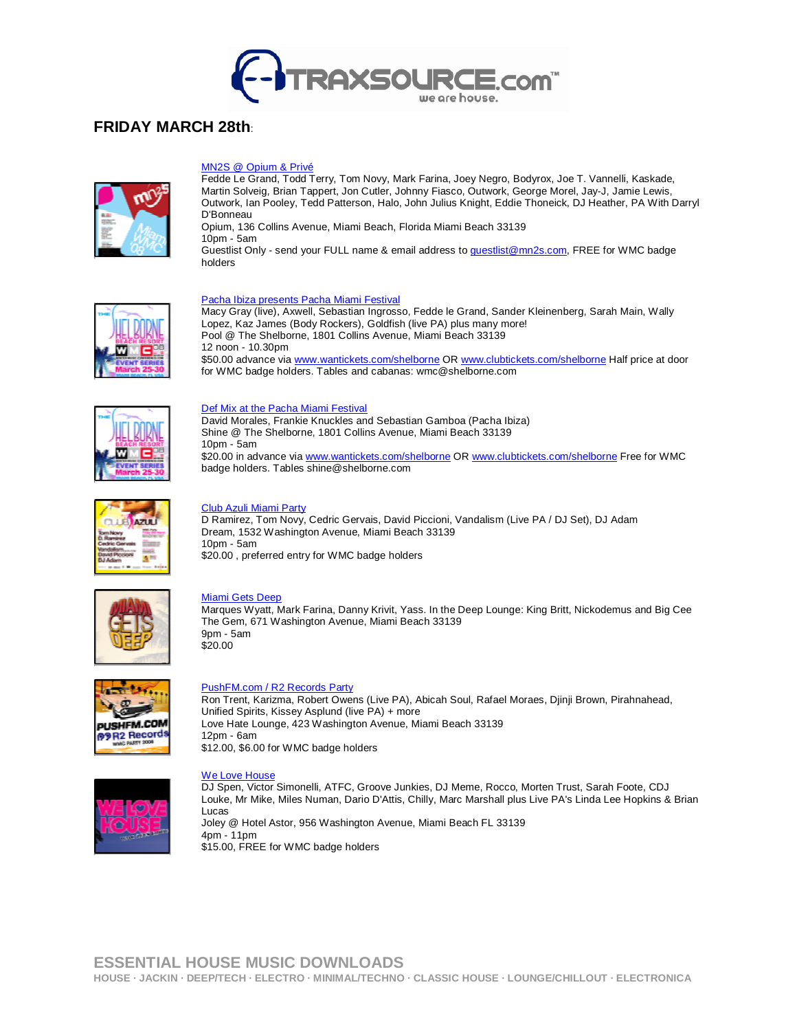## FRIDAY MARCH 28th:

[MN2S @ Opium & Privé](#)
Fedde Le Grand, Todd Terry, Tom Novy, Mark Farina, Joey Negro, Bodyrox, Joe T. Vannelli, Kaskade, Martin Solveig, Brian Tappert, Jon Cutler, Johnny Fiasco, Outwork, George Morel, Jay-J, Jamie Lewis, Outwork, Ian Pooley, Tedd Patterson, Halo, John Julius Knight, Eddie Thoneick, DJ Heather, PA With Darryl D'Bonneau
Opium, 136 Collins Avenue, Miami Beach, Florida Miami Beach 33139
10pm - 5am
Guestlist Only - send your FULL name & email address to guestlist@mn2s.com, FREE for WMC badge holders

[Pacha Ibiza presents Pacha Miami Festival](#)
Macy Gray (live), Axwell, Sebastian Ingrosso, Fedde le Grand, Sander Kleinenberg, Sarah Main, Wally Lopez, Kaz James (Body Rockers), Goldfish (live PA) plus many more!
Pool @ The Shelborne, 1801 Collins Avenue, Miami Beach 33139
12 noon - 10.30pm
$50.00 advance via www.wantickets.com/shelborne OR www.clubtickets.com/shelborne Half price at door for WMC badge holders. Tables and cabanas: wmc@shelborne.com

[Def Mix at the Pacha Miami Festival](#)
David Morales, Frankie Knuckles and Sebastian Gamboa (Pacha Ibiza)
Shine @ The Shelborne, 1801 Collins Avenue, Miami Beach 33139
10pm - 5am
$20.00 in advance via www.wantickets.com/shelborne OR www.clubtickets.com/shelborne Free for WMC badge holders. Tables shine@shelborne.com

[Club Azuli Miami Party](#)
D Ramirez, Tom Novy, Cedric Gervais, David Piccioni, Vandalism (Live PA / DJ Set), DJ Adam
Dream, 1532 Washington Avenue, Miami Beach 33139
10pm - 5am
$20.00 , preferred entry for WMC badge holders

[Miami Gets Deep](#)
Marques Wyatt, Mark Farina, Danny Krivit, Yass. In the Deep Lounge: King Britt, Nickodemus and Big Cee
The Gem, 671 Washington Avenue, Miami Beach 33139
9pm - 5am
$20.00

[PushFM.com / R2 Records Party](#)
Ron Trent, Karizma, Robert Owens (Live PA), Abicah Soul, Rafael Moraes, Djinji Brown, Pirahnahead, Unified Spirits, Kissey Asplund (live PA) + more
Love Hate Lounge, 423 Washington Avenue, Miami Beach 33139
12pm - 6am
$12.00, $6.00 for WMC badge holders

[We Love House](#)
DJ Spen, Victor Simonelli, ATFC, Groove Junkies, DJ Meme, Rocco, Morten Trust, Sarah Foote, CDJ Louke, Mr Mike, Miles Numan, Dario D'Attis, Chilly, Marc Marshall plus Live PA's Linda Lee Hopkins & Brian Lucas
Joley @ Hotel Astor, 956 Washington Avenue, Miami Beach FL 33139
4pm - 11pm
$15.00, FREE for WMC badge holders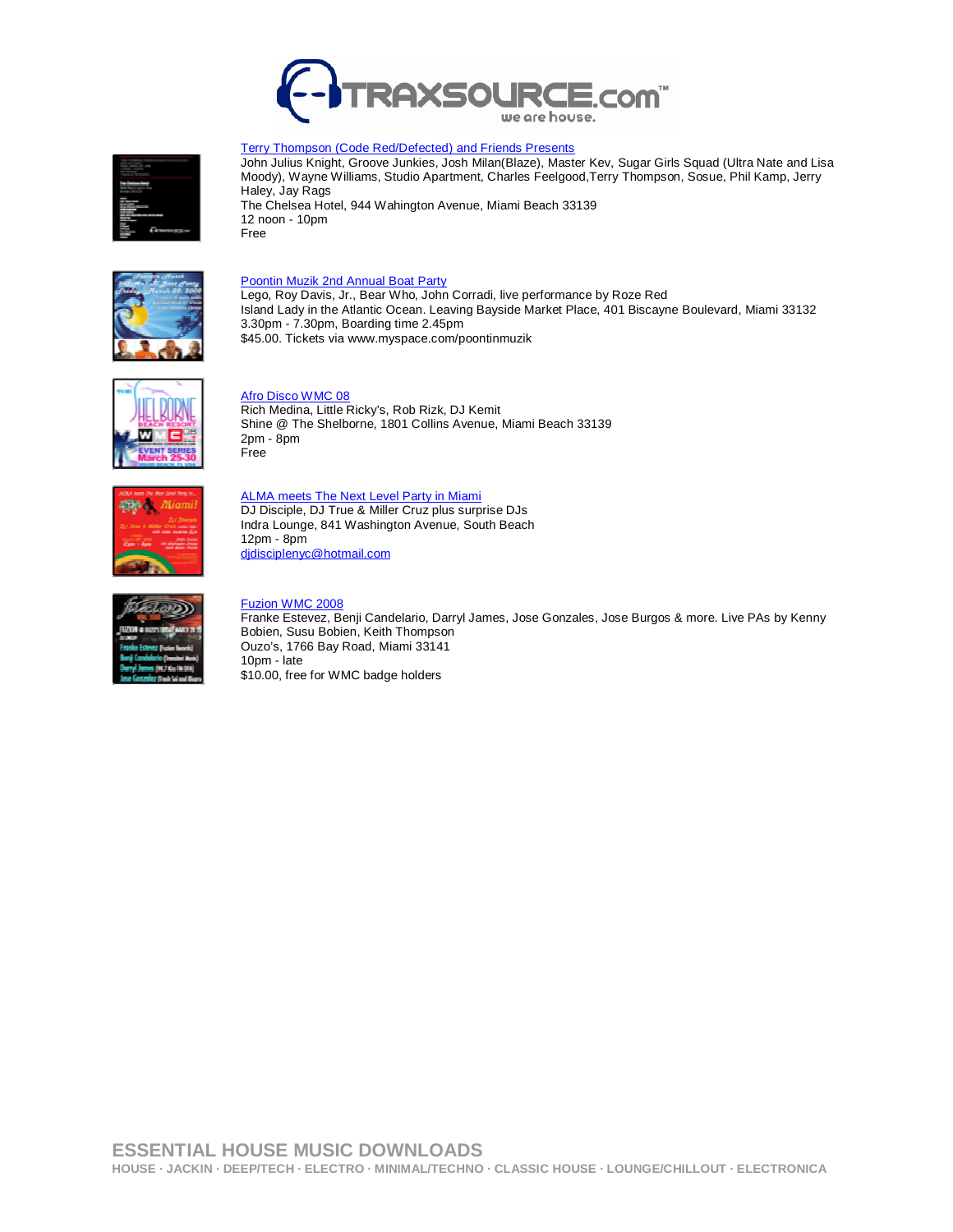[Terry Thompson (Code Red/Defected) and Friends Presents]
John Julius Knight, Groove Junkies, Josh Milan(Blaze), Master Kev, Sugar Girls Squad (Ultra Nate and Lisa Moody), Wayne Williams, Studio Apartment, Charles Feelgood,Terry Thompson, Sosue, Phil Kamp, Jerry Haley, Jay Rags
The Chelsea Hotel, 944 Wahington Avenue, Miami Beach 33139
12 noon - 10pm
Free

[Poontin Muzik 2nd Annual Boat Party]
Lego, Roy Davis, Jr., Bear Who, John Corradi, live performance by Roze Red
Island Lady in the Atlantic Ocean. Leaving Bayside Market Place, 401 Biscayne Boulevard, Miami 33132
3.30pm - 7.30pm, Boarding time 2.45pm
$45.00. Tickets via www.myspace.com/poontinmuzik

[Afro Disco WMC 08]
Rich Medina, Little Ricky's, Rob Rizk, DJ Kemit
Shine @ The Shelborne, 1801 Collins Avenue, Miami Beach 33139
2pm - 8pm
Free

[ALMA meets The Next Level Party in Miami]
DJ Disciple, DJ True & Miller Cruz plus surprise DJs
Indra Lounge, 841 Washington Avenue, South Beach
12pm - 8pm
djdisciplenyc@hotmail.com

[Fuzion WMC 2008]
Franke Estevez, Benji Candelario, Darryl James, Jose Gonzales, Jose Burgos & more. Live PAs by Kenny Bobien, Susu Bobien, Keith Thompson
Ouzo's, 1766 Bay Road, Miami 33141
10pm - late
$10.00, free for WMC badge holders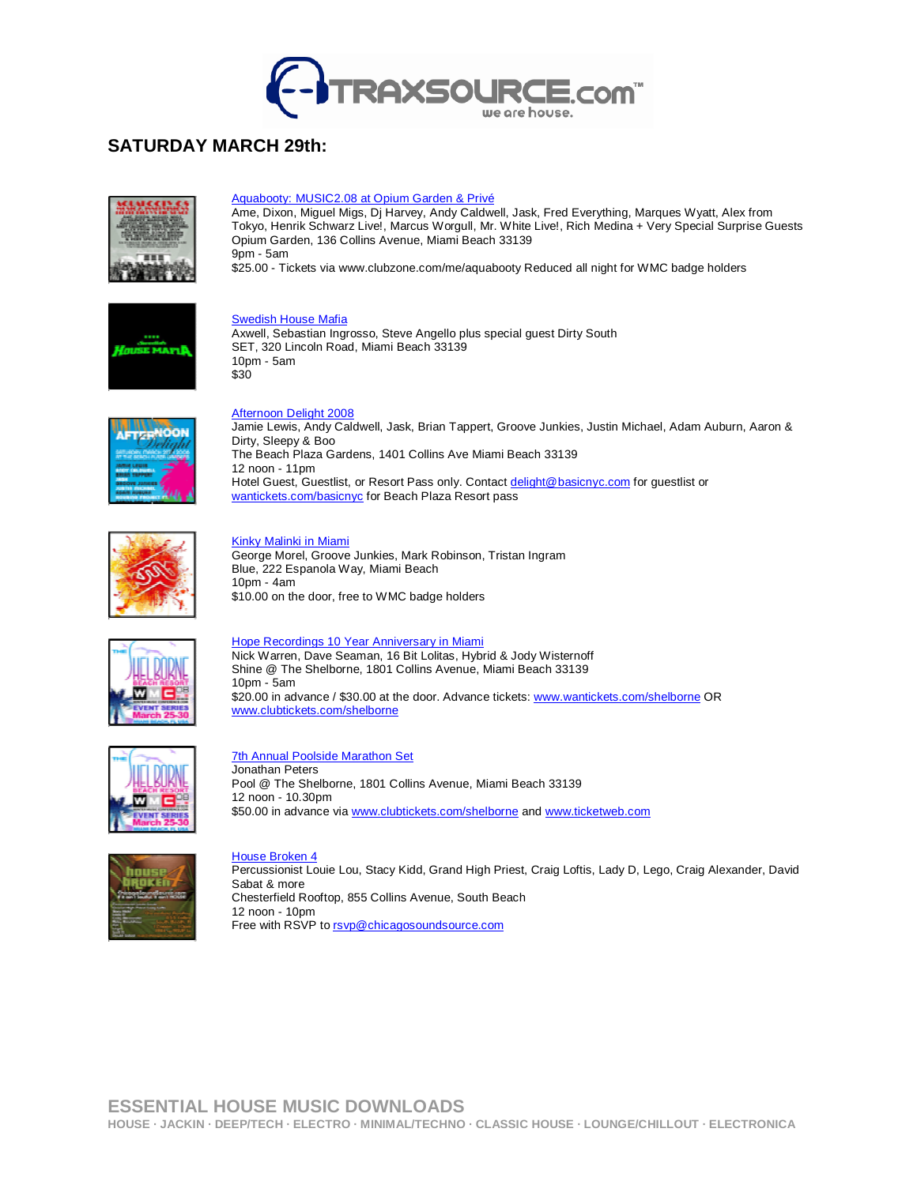## SATURDAY MARCH 29th:

[Aquabooty: MUSIC2.08 at Opium Garden & Privé]
Ame, Dixon, Miguel Migs, Dj Harvey, Andy Caldwell, Jask, Fred Everything, Marques Wyatt, Alex from Tokyo, Henrik Schwarz Live!, Marcus Worgull, Mr. White Live!, Rich Medina + Very Special Surprise Guests
Opium Garden, 136 Collins Avenue, Miami Beach 33139
9pm - 5am
$25.00 - Tickets via www.clubzone.com/me/aquabooty Reduced all night for WMC badge holders

[Swedish House Mafia]
Axwell, Sebastian Ingrosso, Steve Angello plus special guest Dirty South
SET, 320 Lincoln Road, Miami Beach 33139
10pm - 5am
$30

[Afternoon Delight 2008]
Jamie Lewis, Andy Caldwell, Jask, Brian Tappert, Groove Junkies, Justin Michael, Adam Auburn, Aaron & Dirty, Sleepy & Boo
The Beach Plaza Gardens, 1401 Collins Ave Miami Beach 33139
12 noon - 11pm
Hotel Guest, Guestlist, or Resort Pass only. Contact delight@basicnyc.com for guestlist or wantickets.com/basicnyc for Beach Plaza Resort pass

[Kinky Malinki in Miami]
George Morel, Groove Junkies, Mark Robinson, Tristan Ingram
Blue, 222 Espanola Way, Miami Beach
10pm - 4am
$10.00 on the door, free to WMC badge holders

[Hope Recordings 10 Year Anniversary in Miami]
Nick Warren, Dave Seaman, 16 Bit Lolitas, Hybrid & Jody Wisternoff
Shine @ The Shelborne, 1801 Collins Avenue, Miami Beach 33139
10pm - 5am
$20.00 in advance / $30.00 at the door. Advance tickets: www.wantickets.com/shelborne OR www.clubtickets.com/shelborne

[7th Annual Poolside Marathon Set]
Jonathan Peters
Pool @ The Shelborne, 1801 Collins Avenue, Miami Beach 33139
12 noon - 10.30pm
$50.00 in advance via www.clubtickets.com/shelborne and www.ticketweb.com

[House Broken 4]
Percussionist Louie Lou, Stacy Kidd, Grand High Priest, Craig Loftis, Lady D, Lego, Craig Alexander, David Sabat & more
Chesterfield Rooftop, 855 Collins Avenue, South Beach
12 noon - 10pm
Free with RSVP to rsvp@chicagosoundsource.com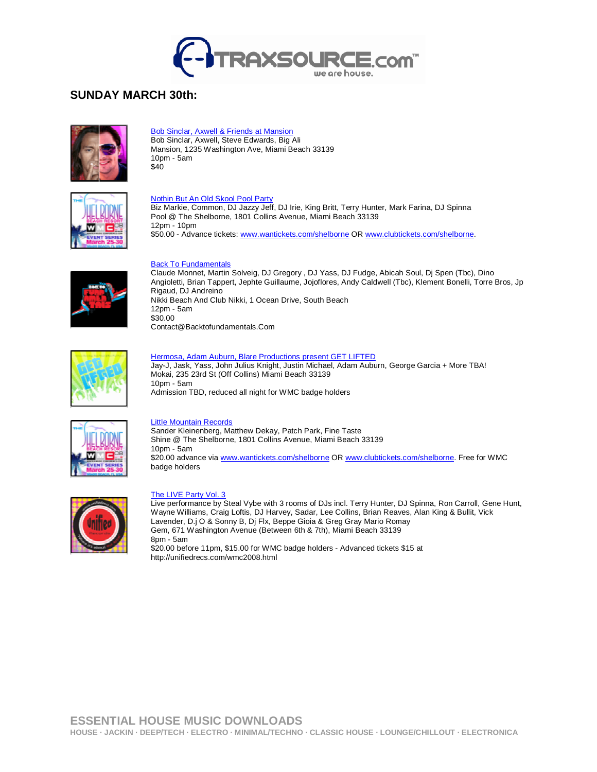## SUNDAY MARCH 30th:

Bob Sinclar, Axwell & Friends at Mansion
Bob Sinclar, Axwell, Steve Edwards, Big Ali
Mansion, 1235 Washington Ave, Miami Beach 33139
10pm - 5am
$40

Nothin But An Old Skool Pool Party
Biz Markie, Common, DJ Jazzy Jeff, DJ Irie, King Britt, Terry Hunter, Mark Farina, DJ Spinna
Pool @ The Shelborne, 1801 Collins Avenue, Miami Beach 33139
12pm - 10pm
$50.00 - Advance tickets: www.wantickets.com/shelborne OR www.clubtickets.com/shelborne.

Back To Fundamentals
Claude Monnet, Martin Solveig, DJ Gregory , DJ Yass, DJ Fudge, Abicah Soul, Dj Spen (Tbc), Dino Angioletti, Brian Tappert, Jephte Guillaume, Jojoflores, Andy Caldwell (Tbc), Klement Bonelli, Torre Bros, Jp Rigaud, DJ Andreino
Nikki Beach And Club Nikki, 1 Ocean Drive, South Beach
12pm - 5am
$30.00
Contact@Backtofundamentals.Com

Hermosa, Adam Auburn, Blare Productions present GET LIFTED
Jay-J, Jask, Yass, John Julius Knight, Justin Michael, Adam Auburn, George Garcia + More TBA!
Mokai, 235 23rd St (Off Collins) Miami Beach 33139
10pm - 5am
Admission TBD, reduced all night for WMC badge holders

Little Mountain Records
Sander Kleinenberg, Matthew Dekay, Patch Park, Fine Taste
Shine @ The Shelborne, 1801 Collins Avenue, Miami Beach 33139
10pm - 5am
$20.00 advance via www.wantickets.com/shelborne OR www.clubtickets.com/shelborne. Free for WMC badge holders

The LIVE Party Vol. 3
Live performance by Steal Vybe with 3 rooms of DJs incl. Terry Hunter, DJ Spinna, Ron Carroll, Gene Hunt, Wayne Williams, Craig Loftis, DJ Harvey, Sadar, Lee Collins, Brian Reaves, Alan King & Bullit, Vick Lavender, D.j O & Sonny B, Dj Flx, Beppe Gioia & Greg Gray Mario Romay
Gem, 671 Washington Avenue (Between 6th & 7th), Miami Beach 33139
8pm - 5am
$20.00 before 11pm, $15.00 for WMC badge holders - Advanced tickets $15 at http://unifiedrecs.com/wmc2008.html